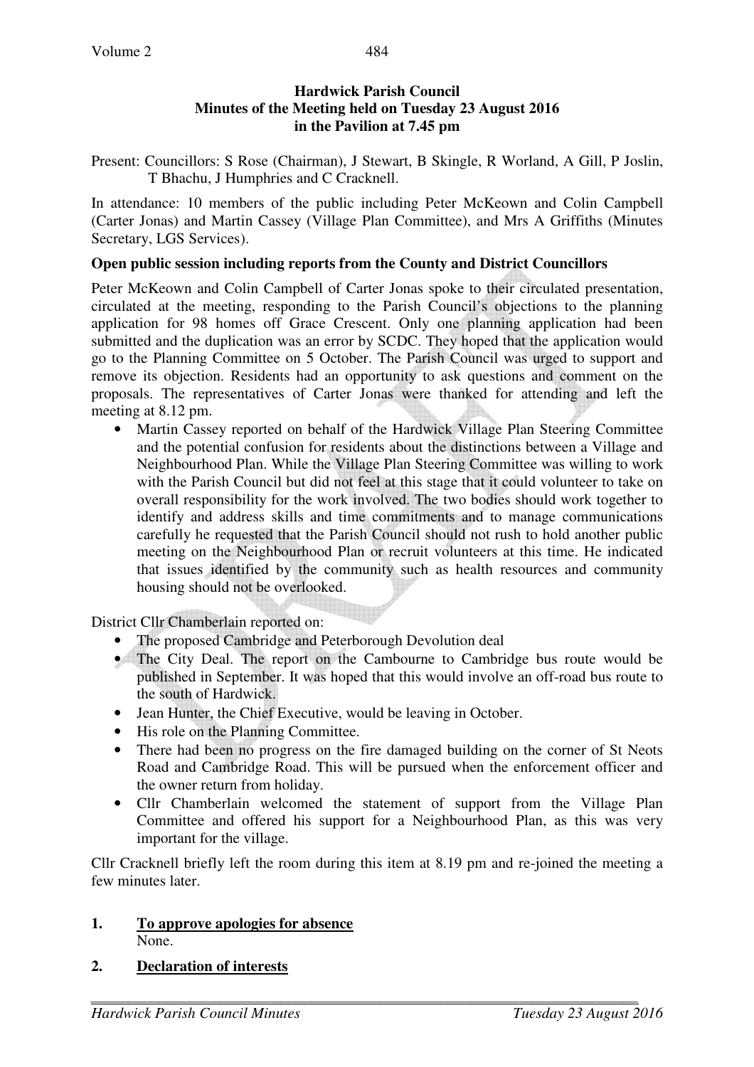# Hardwick Parish Council
## Minutes of the Meeting held on Tuesday 23 August 2016
## in the Pavilion at 7.45 pm

Present: Councillors: S Rose (Chairman), J Stewart, B Skingle, R Worland, A Gill, P Joslin, T Bhachu, J Humphries and C Cracknell.

In attendance: 10 members of the public including Peter McKeown and Colin Campbell (Carter Jonas) and Martin Cassey (Village Plan Committee), and Mrs A Griffiths (Minutes Secretary, LGS Services).

**Open public session including reports from the County and District Councillors**

Peter McKeown and Colin Campbell of Carter Jonas spoke to their circulated presentation, circulated at the meeting, responding to the Parish Council's objections to the planning application for 98 homes off Grace Crescent. Only one planning application had been submitted and the duplication was an error by SCDC. They hoped that the application would go to the Planning Committee on 5 October. The Parish Council was urged to support and remove its objection. Residents had an opportunity to ask questions and comment on the proposals. The representatives of Carter Jonas were thanked for attending and left the meeting at 8.12 pm.

- Martin Cassey reported on behalf of the Hardwick Village Plan Steering Committee and the potential confusion for residents about the distinctions between a Village and Neighbourhood Plan. While the Village Plan Steering Committee was willing to work with the Parish Council but did not feel at this stage that it could volunteer to take on overall responsibility for the work involved. The two bodies should work together to identify and address skills and time commitments and to manage communications carefully he requested that the Parish Council should not rush to hold another public meeting on the Neighbourhood Plan or recruit volunteers at this time. He indicated that issues identified by the community such as health resources and community housing should not be overlooked.

District Cllr Chamberlain reported on:

- The proposed Cambridge and Peterborough Devolution deal
- The City Deal. The report on the Cambourne to Cambridge bus route would be published in September. It was hoped that this would involve an off-road bus route to the south of Hardwick.
- Jean Hunter, the Chief Executive, would be leaving in October.
- His role on the Planning Committee.
- There had been no progress on the fire damaged building on the corner of St Neots Road and Cambridge Road. This will be pursued when the enforcement officer and the owner return from holiday.
- Cllr Chamberlain welcomed the statement of support from the Village Plan Committee and offered his support for a Neighbourhood Plan, as this was very important for the village.

Cllr Cracknell briefly left the room during this item at 8.19 pm and re-joined the meeting a few minutes later.

**1. To approve apologies for absence**

None.

**2. Declaration of interests**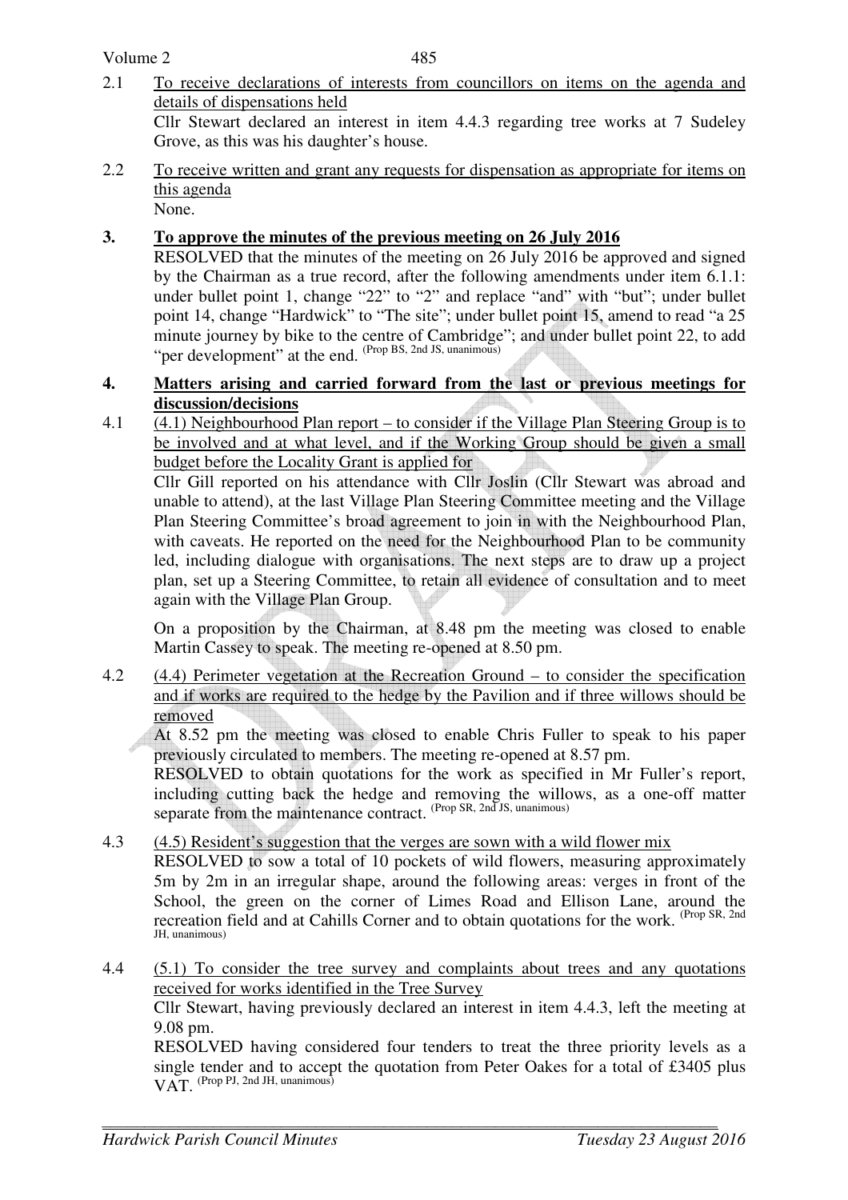2.1 To receive declarations of interests from councillors on items on the agenda and details of dispensations held

Cllr Stewart declared an interest in item 4.4.3 regarding tree works at 7 Sudeley Grove, as this was his daughter's house.

2.2 To receive written and grant any requests for dispensation as appropriate for items on this agenda

None.

**3. To approve the minutes of the previous meeting on 26 July 2016**

RESOLVED that the minutes of the meeting on 26 July 2016 be approved and signed by the Chairman as a true record, after the following amendments under item 6.1.1: under bullet point 1, change "22" to "2" and replace "and" with "but"; under bullet point 14, change "Hardwick" to "The site"; under bullet point 15, amend to read "a 25 minute journey by bike to the centre of Cambridge"; and under bullet point 22, to add "per development" at the end. (Prop BS, 2nd JS, unanimous)

**4. Matters arising and carried forward from the last or previous meetings for discussion/decisions**

4.1 (4.1) Neighbourhood Plan report – to consider if the Village Plan Steering Group is to be involved and at what level, and if the Working Group should be given a small budget before the Locality Grant is applied for

Cllr Gill reported on his attendance with Cllr Joslin (Cllr Stewart was abroad and unable to attend), at the last Village Plan Steering Committee meeting and the Village Plan Steering Committee's broad agreement to join in with the Neighbourhood Plan, with caveats. He reported on the need for the Neighbourhood Plan to be community led, including dialogue with organisations. The next steps are to draw up a project plan, set up a Steering Committee, to retain all evidence of consultation and to meet again with the Village Plan Group.

On a proposition by the Chairman, at 8.48 pm the meeting was closed to enable Martin Cassey to speak. The meeting re-opened at 8.50 pm.

4.2 (4.4) Perimeter vegetation at the Recreation Ground – to consider the specification and if works are required to the hedge by the Pavilion and if three willows should be removed

At 8.52 pm the meeting was closed to enable Chris Fuller to speak to his paper previously circulated to members. The meeting re-opened at 8.57 pm.

RESOLVED to obtain quotations for the work as specified in Mr Fuller's report, including cutting back the hedge and removing the willows, as a one-off matter separate from the maintenance contract. (Prop SR, 2nd JS, unanimous)

4.3 (4.5) Resident's suggestion that the verges are sown with a wild flower mix

RESOLVED to sow a total of 10 pockets of wild flowers, measuring approximately 5m by 2m in an irregular shape, around the following areas: verges in front of the School, the green on the corner of Limes Road and Ellison Lane, around the recreation field and at Cahills Corner and to obtain quotations for the work. (Prop SR, 2nd JH, unanimous)

4.4 (5.1) To consider the tree survey and complaints about trees and any quotations received for works identified in the Tree Survey

Cllr Stewart, having previously declared an interest in item 4.4.3, left the meeting at 9.08 pm.

RESOLVED having considered four tenders to treat the three priority levels as a single tender and to accept the quotation from Peter Oakes for a total of £3405 plus VAT. (Prop PJ, 2nd JH, unanimous)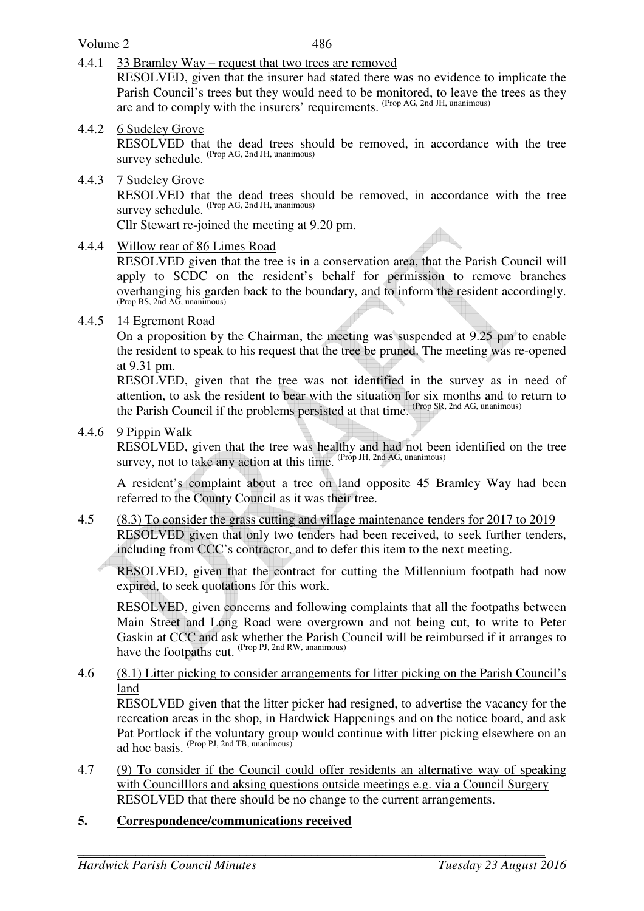4.4.1 33 Bramley Way – request that two trees are removed

RESOLVED, given that the insurer had stated there was no evidence to implicate the Parish Council's trees but they would need to be monitored, to leave the trees as they are and to comply with the insurers' requirements. (Prop AG, 2nd JH, unanimous)

4.4.2 6 Sudeley Grove

RESOLVED that the dead trees should be removed, in accordance with the tree survey schedule. (Prop AG, 2nd JH, unanimous)

4.4.3 7 Sudeley Grove

RESOLVED that the dead trees should be removed, in accordance with the tree survey schedule. (Prop AG, 2nd JH, unanimous)

Cllr Stewart re-joined the meeting at 9.20 pm.

4.4.4 Willow rear of 86 Limes Road

RESOLVED given that the tree is in a conservation area, that the Parish Council will apply to SCDC on the resident's behalf for permission to remove branches overhanging his garden back to the boundary, and to inform the resident accordingly. (Prop BS, 2nd AG, unanimous)

4.4.5 14 Egremont Road

On a proposition by the Chairman, the meeting was suspended at 9.25 pm to enable the resident to speak to his request that the tree be pruned. The meeting was re-opened at 9.31 pm.

RESOLVED, given that the tree was not identified in the survey as in need of attention, to ask the resident to bear with the situation for six months and to return to the Parish Council if the problems persisted at that time. (Prop SR, 2nd AG, unanimous)

4.4.6 9 Pippin Walk

RESOLVED, given that the tree was healthy and had not been identified on the tree survey, not to take any action at this time. (Prop JH, 2nd AG, unanimous)

A resident's complaint about a tree on land opposite 45 Bramley Way had been referred to the County Council as it was their tree.

4.5 (8.3) To consider the grass cutting and village maintenance tenders for 2017 to 2019

RESOLVED given that only two tenders had been received, to seek further tenders, including from CCC's contractor, and to defer this item to the next meeting.

RESOLVED, given that the contract for cutting the Millennium footpath had now expired, to seek quotations for this work.

RESOLVED, given concerns and following complaints that all the footpaths between Main Street and Long Road were overgrown and not being cut, to write to Peter Gaskin at CCC and ask whether the Parish Council will be reimbursed if it arranges to have the footpaths cut. (Prop PJ, 2nd RW, unanimous)

4.6 (8.1) Litter picking to consider arrangements for litter picking on the Parish Council's land

RESOLVED given that the litter picker had resigned, to advertise the vacancy for the recreation areas in the shop, in Hardwick Happenings and on the notice board, and ask Pat Portlock if the voluntary group would continue with litter picking elsewhere on an ad hoc basis. (Prop PJ, 2nd TB, unanimous)

4.7 (9) To consider if the Council could offer residents an alternative way of speaking with Councilllors and aksing questions outside meetings e.g. via a Council Surgery

RESOLVED that there should be no change to the current arrangements.

## 5. Correspondence/communications received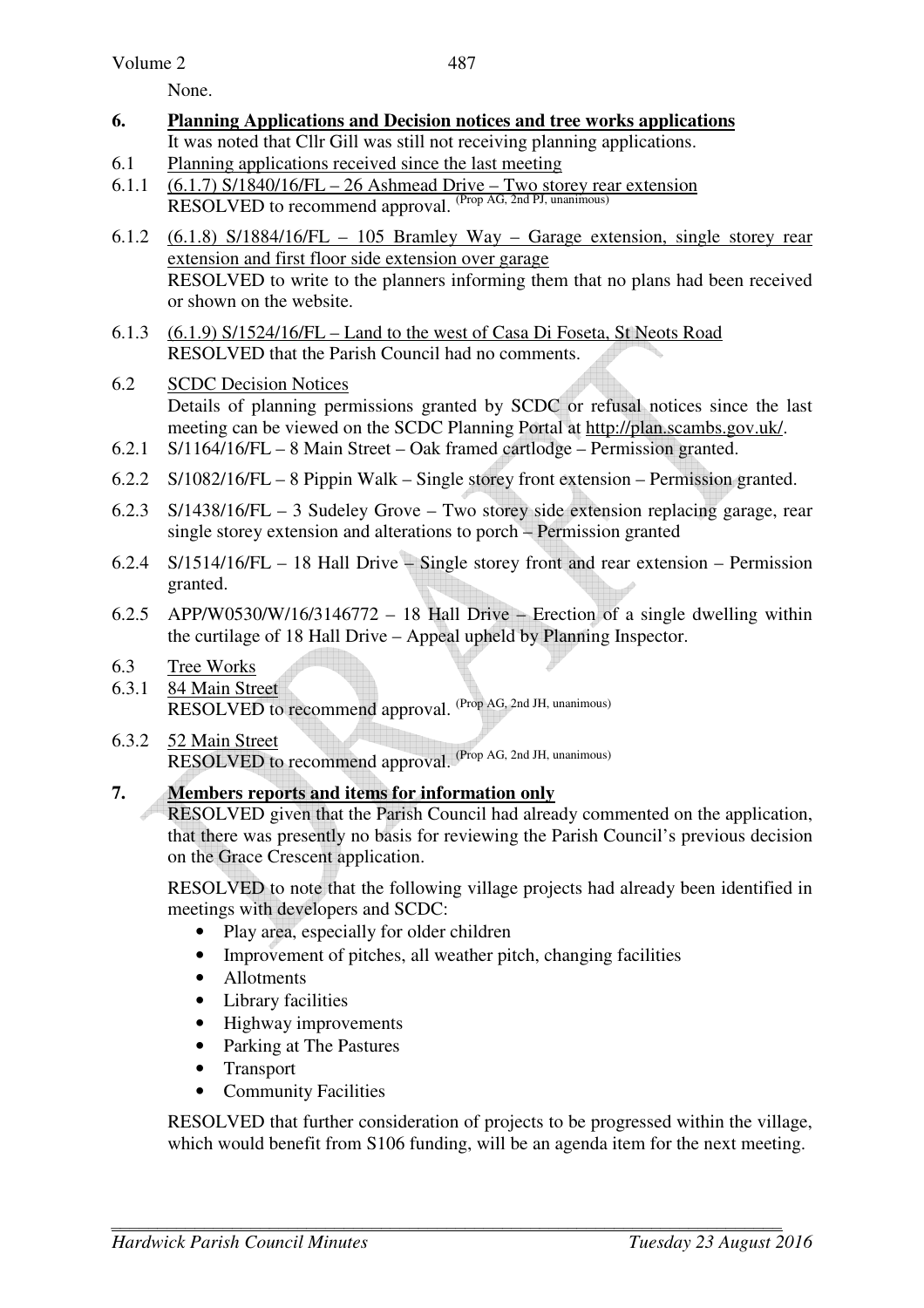None.

## 6. Planning Applications and Decision notices and tree works applications

It was noted that Cllr Gill was still not receiving planning applications.

6.1 Planning applications received since the last meeting

6.1.1 (6.1.7) S/1840/16/FL – 26 Ashmead Drive – Two storey rear extension
RESOLVED to recommend approval. (Prop AG, 2nd PJ, unanimous)

6.1.2 (6.1.8) S/1884/16/FL – 105 Bramley Way – Garage extension, single storey rear extension and first floor side extension over garage
RESOLVED to write to the planners informing them that no plans had been received or shown on the website.

6.1.3 (6.1.9) S/1524/16/FL – Land to the west of Casa Di Foseta, St Neots Road
RESOLVED that the Parish Council had no comments.

6.2 SCDC Decision Notices
Details of planning permissions granted by SCDC or refusal notices since the last meeting can be viewed on the SCDC Planning Portal at http://plan.scambs.gov.uk/.

6.2.1 S/1164/16/FL – 8 Main Street – Oak framed cartlodge – Permission granted.

6.2.2 S/1082/16/FL – 8 Pippin Walk – Single storey front extension – Permission granted.

6.2.3 S/1438/16/FL – 3 Sudeley Grove – Two storey side extension replacing garage, rear single storey extension and alterations to porch – Permission granted

6.2.4 S/1514/16/FL – 18 Hall Drive – Single storey front and rear extension – Permission granted.

6.2.5 APP/W0530/W/16/3146772 – 18 Hall Drive – Erection of a single dwelling within the curtilage of 18 Hall Drive – Appeal upheld by Planning Inspector.

6.3 Tree Works

6.3.1 84 Main Street
RESOLVED to recommend approval. (Prop AG, 2nd JH, unanimous)

6.3.2 52 Main Street
RESOLVED to recommend approval. (Prop AG, 2nd JH, unanimous)

## 7. Members reports and items for information only

RESOLVED given that the Parish Council had already commented on the application, that there was presently no basis for reviewing the Parish Council's previous decision on the Grace Crescent application.

RESOLVED to note that the following village projects had already been identified in meetings with developers and SCDC:

- Play area, especially for older children
- Improvement of pitches, all weather pitch, changing facilities
- Allotments
- Library facilities
- Highway improvements
- Parking at The Pastures
- Transport
- Community Facilities

RESOLVED that further consideration of projects to be progressed within the village, which would benefit from S106 funding, will be an agenda item for the next meeting.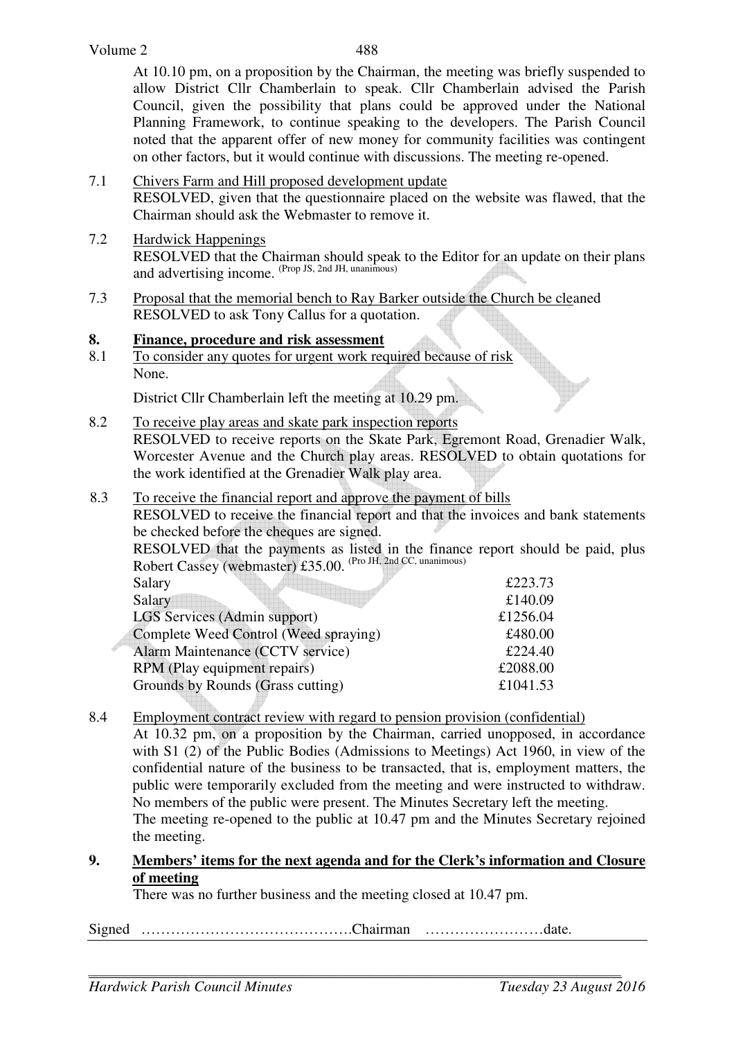At 10.10 pm, on a proposition by the Chairman, the meeting was briefly suspended to allow District Cllr Chamberlain to speak. Cllr Chamberlain advised the Parish Council, given the possibility that plans could be approved under the National Planning Framework, to continue speaking to the developers. The Parish Council noted that the apparent offer of new money for community facilities was contingent on other factors, but it would continue with discussions. The meeting re-opened.

7.1 Chivers Farm and Hill proposed development update
RESOLVED, given that the questionnaire placed on the website was flawed, that the Chairman should ask the Webmaster to remove it.

7.2 Hardwick Happenings
RESOLVED that the Chairman should speak to the Editor for an update on their plans and advertising income. (Prop JS, 2nd JH, unanimous)

7.3 Proposal that the memorial bench to Ray Barker outside the Church be cleaned
RESOLVED to ask Tony Callus for a quotation.

## 8. Finance, procedure and risk assessment

8.1 To consider any quotes for urgent work required because of risk
None.

District Cllr Chamberlain left the meeting at 10.29 pm.

8.2 To receive play areas and skate park inspection reports
RESOLVED to receive reports on the Skate Park, Egremont Road, Grenadier Walk, Worcester Avenue and the Church play areas. RESOLVED to obtain quotations for the work identified at the Grenadier Walk play area.

8.3 To receive the financial report and approve the payment of bills
RESOLVED to receive the financial report and that the invoices and bank statements be checked before the cheques are signed.
RESOLVED that the payments as listed in the finance report should be paid, plus Robert Cassey (webmaster) £35.00. (Pro JH, 2nd CC, unanimous)

| | |
|---|---|
| Salary | £223.73 |
| Salary | £140.09 |
| LGS Services (Admin support) | £1256.04 |
| Complete Weed Control (Weed spraying) | £480.00 |
| Alarm Maintenance (CCTV service) | £224.40 |
| RPM (Play equipment repairs) | £2088.00 |
| Grounds by Rounds (Grass cutting) | £1041.53 |

8.4 Employment contract review with regard to pension provision (confidential)
At 10.32 pm, on a proposition by the Chairman, carried unopposed, in accordance with S1 (2) of the Public Bodies (Admissions to Meetings) Act 1960, in view of the confidential nature of the business to be transacted, that is, employment matters, the public were temporarily excluded from the meeting and were instructed to withdraw. No members of the public were present. The Minutes Secretary left the meeting.
The meeting re-opened to the public at 10.47 pm and the Minutes Secretary rejoined the meeting.

## 9. Members' items for the next agenda and for the Clerk's information and Closure of meeting

There was no further business and the meeting closed at 10.47 pm.

Signed …………………………………….Chairman ……………………date.